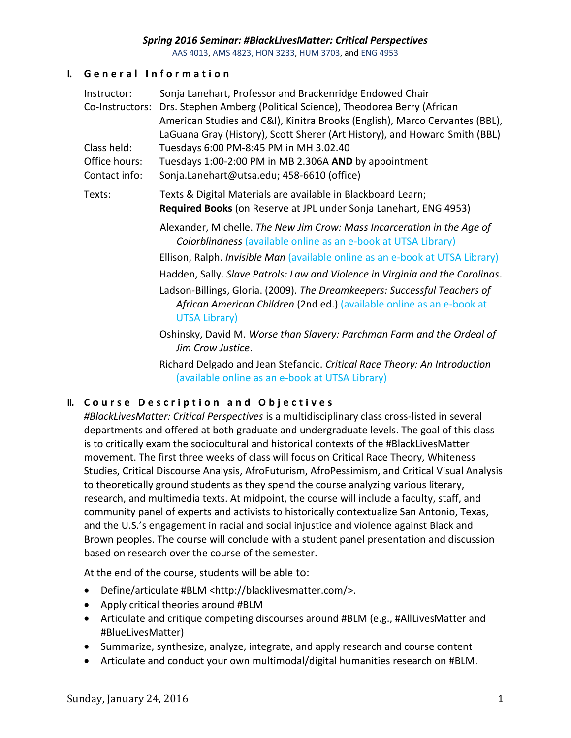**_Spring 2016 Seminar: #BlackLivesMatter: Critical Perspectives_**

AAS 4013, AMS 4823, HON 3233, HUM 3703, and ENG 4953

## I. General Information

Instructor: Sonja Lanehart, Professor and Brackenridge Endowed Chair

Co-Instructors: Drs. Stephen Amberg (Political Science), Theodorea Berry (African American Studies and C&I), Kinitra Brooks (English), Marco Cervantes (BBL), LaGuana Gray (History), Scott Sherer (Art History), and Howard Smith (BBL)

Class held: Tuesdays 6:00 PM-8:45 PM in MH 3.02.40

Office hours: Tuesdays 1:00-2:00 PM in MB 2.306A **AND** by appointment

Contact info: Sonja.Lanehart@utsa.edu; 458-6610 (office)

Texts: Texts & Digital Materials are available in Blackboard Learn; **Required Books** (on Reserve at JPL under Sonja Lanehart, ENG 4953)

Alexander, Michelle. *The New Jim Crow: Mass Incarceration in the Age of Colorblindness* (available online as an e-book at UTSA Library)

Ellison, Ralph. *Invisible Man* (available online as an e-book at UTSA Library)

Hadden, Sally. *Slave Patrols: Law and Violence in Virginia and the Carolinas*.

Ladson-Billings, Gloria. (2009). *The Dreamkeepers: Successful Teachers of African American Children* (2nd ed.) (available online as an e-book at UTSA Library)

Oshinsky, David M. *Worse than Slavery: Parchman Farm and the Ordeal of Jim Crow Justice*.

Richard Delgado and Jean Stefancic. *Critical Race Theory: An Introduction* (available online as an e-book at UTSA Library)

## II. Course Description and Objectives

*#BlackLivesMatter: Critical Perspectives* is a multidisciplinary class cross-listed in several departments and offered at both graduate and undergraduate levels. The goal of this class is to critically exam the sociocultural and historical contexts of the #BlackLivesMatter movement. The first three weeks of class will focus on Critical Race Theory, Whiteness Studies, Critical Discourse Analysis, AfroFuturism, AfroPessimism, and Critical Visual Analysis to theoretically ground students as they spend the course analyzing various literary, research, and multimedia texts. At midpoint, the course will include a faculty, staff, and community panel of experts and activists to historically contextualize San Antonio, Texas, and the U.S.'s engagement in racial and social injustice and violence against Black and Brown peoples. The course will conclude with a student panel presentation and discussion based on research over the course of the semester.

At the end of the course, students will be able to:

- Define/articulate #BLM <http://blacklivesmatter.com/>.
- Apply critical theories around #BLM
- Articulate and critique competing discourses around #BLM (e.g., #AllLivesMatter and #BlueLivesMatter)
- Summarize, synthesize, analyze, integrate, and apply research and course content
- Articulate and conduct your own multimodal/digital humanities research on #BLM.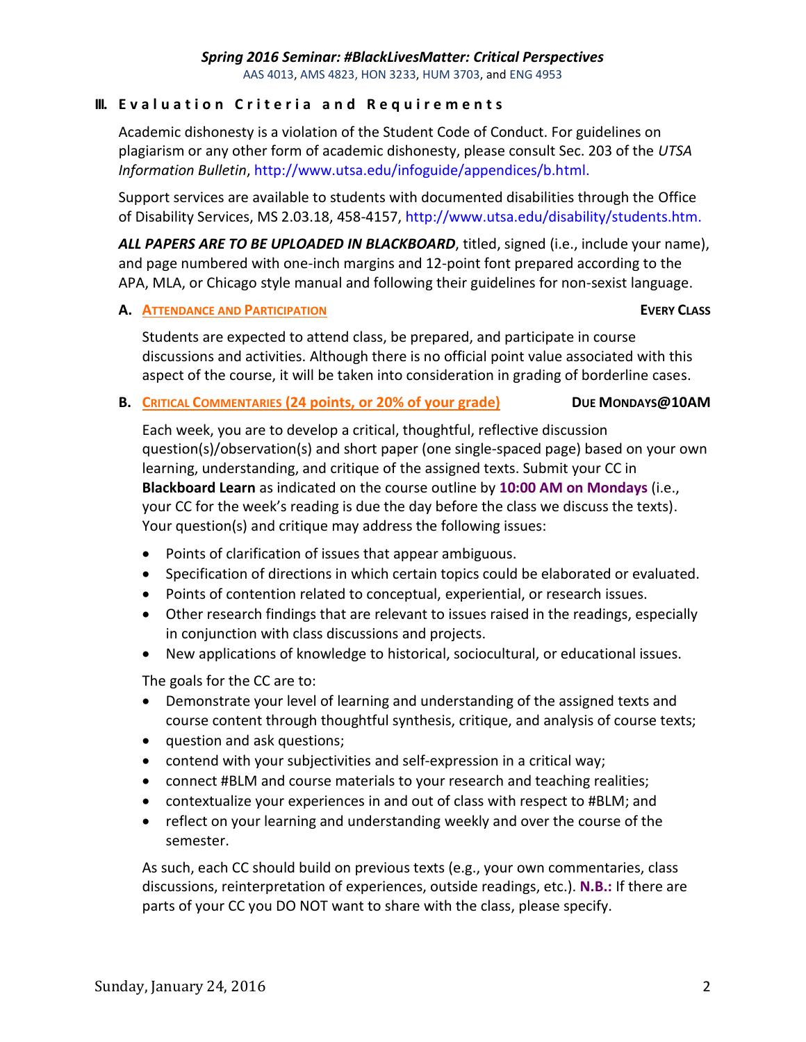## III. Evaluation Criteria and Requirements

Academic dishonesty is a violation of the Student Code of Conduct. For guidelines on plagiarism or any other form of academic dishonesty, please consult Sec. 203 of the *UTSA Information Bulletin*, http://www.utsa.edu/infoguide/appendices/b.html.

Support services are available to students with documented disabilities through the Office of Disability Services, MS 2.03.18, 458-4157, http://www.utsa.edu/disability/students.htm.

***ALL PAPERS ARE TO BE UPLOADED IN BLACKBOARD***, titled, signed (i.e., include your name), and page numbered with one-inch margins and 12-point font prepared according to the APA, MLA, or Chicago style manual and following their guidelines for non-sexist language.

### A. Attendance and Participation — **Every Class**

Students are expected to attend class, be prepared, and participate in course discussions and activities. Although there is no official point value associated with this aspect of the course, it will be taken into consideration in grading of borderline cases.

### B. Critical Commentaries (24 points, or 20% of your grade) — **Due Mondays@10AM**

Each week, you are to develop a critical, thoughtful, reflective discussion question(s)/observation(s) and short paper (one single-spaced page) based on your own learning, understanding, and critique of the assigned texts. Submit your CC in **Blackboard Learn** as indicated on the course outline by **10:00 AM on Mondays** (i.e., your CC for the week's reading is due the day before the class we discuss the texts). Your question(s) and critique may address the following issues:

- Points of clarification of issues that appear ambiguous.
- Specification of directions in which certain topics could be elaborated or evaluated.
- Points of contention related to conceptual, experiential, or research issues.
- Other research findings that are relevant to issues raised in the readings, especially in conjunction with class discussions and projects.
- New applications of knowledge to historical, sociocultural, or educational issues.

The goals for the CC are to:

- Demonstrate your level of learning and understanding of the assigned texts and course content through thoughtful synthesis, critique, and analysis of course texts;
- question and ask questions;
- contend with your subjectivities and self-expression in a critical way;
- connect #BLM and course materials to your research and teaching realities;
- contextualize your experiences in and out of class with respect to #BLM; and
- reflect on your learning and understanding weekly and over the course of the semester.

As such, each CC should build on previous texts (e.g., your own commentaries, class discussions, reinterpretation of experiences, outside readings, etc.). **N.B.:** If there are parts of your CC you DO NOT want to share with the class, please specify.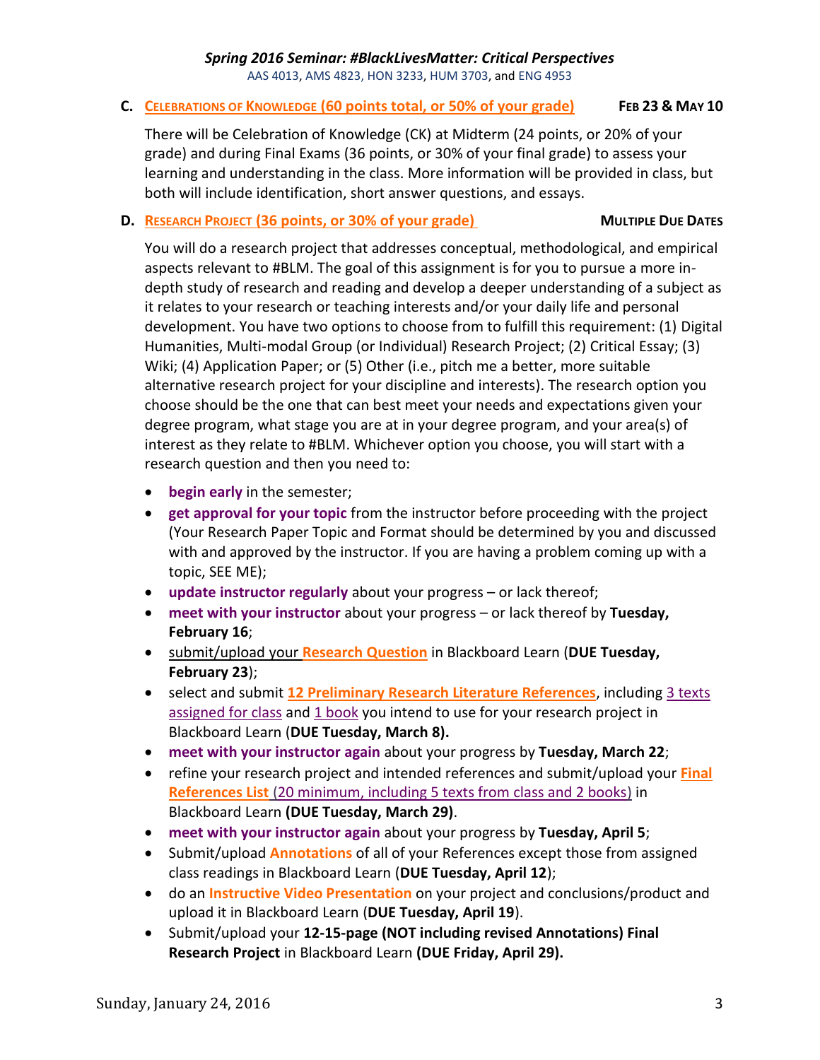*Spring 2016 Seminar: #BlackLivesMatter: Critical Perspectives*
AAS 4013, AMS 4823, HON 3233, HUM 3703, and ENG 4953

### C. CELEBRATIONS OF KNOWLEDGE (60 points total, or 50% of your grade) — FEB 23 & MAY 10

There will be Celebration of Knowledge (CK) at Midterm (24 points, or 20% of your grade) and during Final Exams (36 points, or 30% of your final grade) to assess your learning and understanding in the class. More information will be provided in class, but both will include identification, short answer questions, and essays.

### D. RESEARCH PROJECT (36 points, or 30% of your grade) — MULTIPLE DUE DATES

You will do a research project that addresses conceptual, methodological, and empirical aspects relevant to #BLM. The goal of this assignment is for you to pursue a more in-depth study of research and reading and develop a deeper understanding of a subject as it relates to your research or teaching interests and/or your daily life and personal development. You have two options to choose from to fulfill this requirement: (1) Digital Humanities, Multi-modal Group (or Individual) Research Project; (2) Critical Essay; (3) Wiki; (4) Application Paper; or (5) Other (i.e., pitch me a better, more suitable alternative research project for your discipline and interests). The research option you choose should be the one that can best meet your needs and expectations given your degree program, what stage you are at in your degree program, and your area(s) of interest as they relate to #BLM. Whichever option you choose, you will start with a research question and then you need to:

- **begin early** in the semester;
- **get approval for your topic** from the instructor before proceeding with the project (Your Research Paper Topic and Format should be determined by you and discussed with and approved by the instructor. If you are having a problem coming up with a topic, SEE ME);
- **update instructor regularly** about your progress – or lack thereof;
- **meet with your instructor** about your progress – or lack thereof by **Tuesday, February 16**;
- submit/upload your **Research Question** in Blackboard Learn (**DUE Tuesday, February 23**);
- select and submit **12 Preliminary Research Literature References**, including 3 texts assigned for class and 1 book you intend to use for your research project in Blackboard Learn (**DUE Tuesday, March 8).**
- **meet with your instructor again** about your progress by **Tuesday, March 22**;
- refine your research project and intended references and submit/upload your **Final References List** (20 minimum, including 5 texts from class and 2 books) in Blackboard Learn **(DUE Tuesday, March 29)**.
- **meet with your instructor again** about your progress by **Tuesday, April 5**;
- Submit/upload **Annotations** of all of your References except those from assigned class readings in Blackboard Learn (**DUE Tuesday, April 12**);
- do an **Instructive Video Presentation** on your project and conclusions/product and upload it in Blackboard Learn (**DUE Tuesday, April 19**).
- Submit/upload your **12-15-page (NOT including revised Annotations) Final Research Project** in Blackboard Learn **(DUE Friday, April 29).**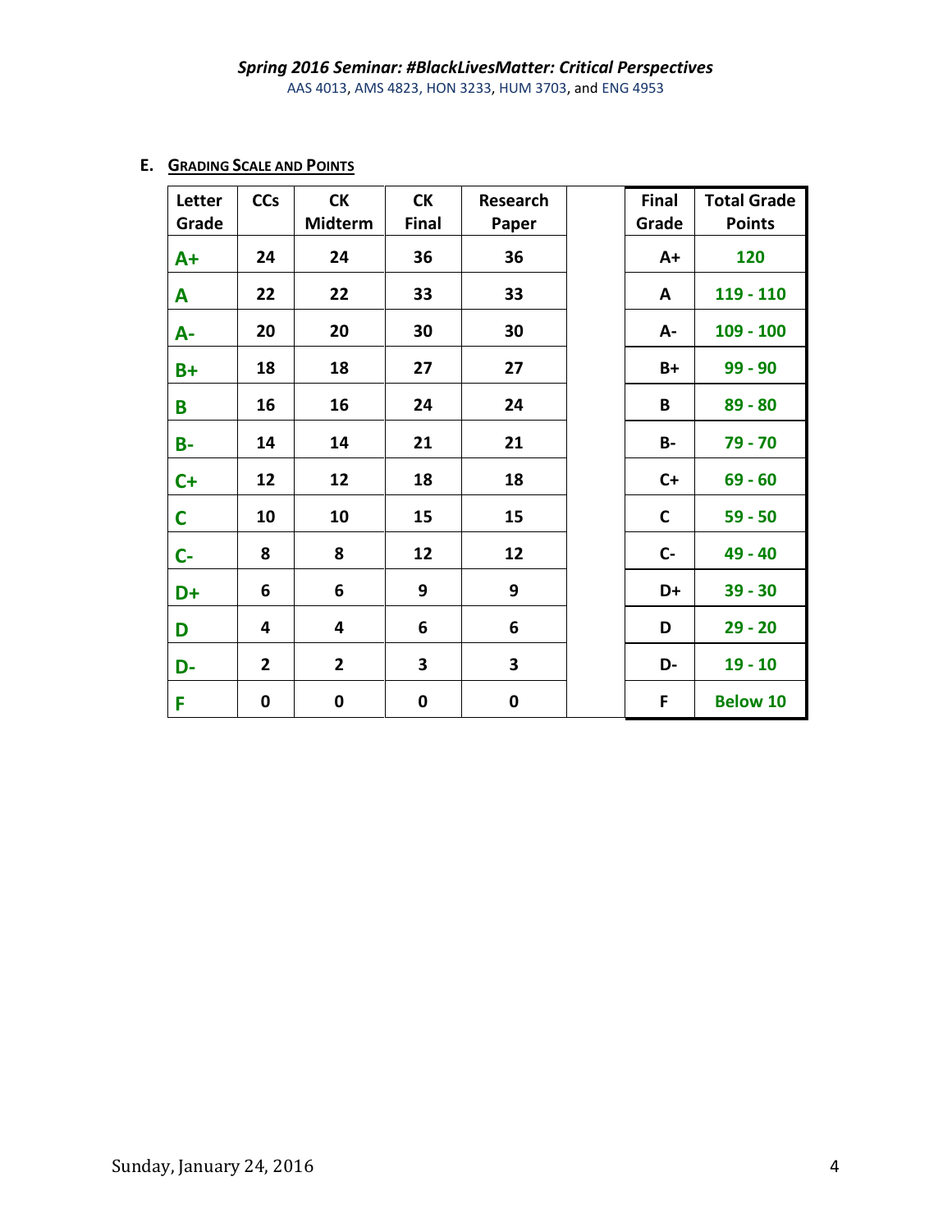## E. Grading Scale and Points

| Letter Grade | CCs | CK Midterm | CK Final | Research Paper | | Final Grade | Total Grade Points |
|---|---|---|---|---|---|---|---|
| A+ | 24 | 24 | 36 | 36 | | A+ | 120 |
| A | 22 | 22 | 33 | 33 | | A | 119 - 110 |
| A- | 20 | 20 | 30 | 30 | | A- | 109 - 100 |
| B+ | 18 | 18 | 27 | 27 | | B+ | 99 - 90 |
| B | 16 | 16 | 24 | 24 | | B | 89 - 80 |
| B- | 14 | 14 | 21 | 21 | | B- | 79 - 70 |
| C+ | 12 | 12 | 18 | 18 | | C+ | 69 - 60 |
| C | 10 | 10 | 15 | 15 | | C | 59 - 50 |
| C- | 8 | 8 | 12 | 12 | | C- | 49 - 40 |
| D+ | 6 | 6 | 9 | 9 | | D+ | 39 - 30 |
| D | 4 | 4 | 6 | 6 | | D | 29 - 20 |
| D- | 2 | 2 | 3 | 3 | | D- | 19 - 10 |
| F | 0 | 0 | 0 | 0 | | F | Below 10 |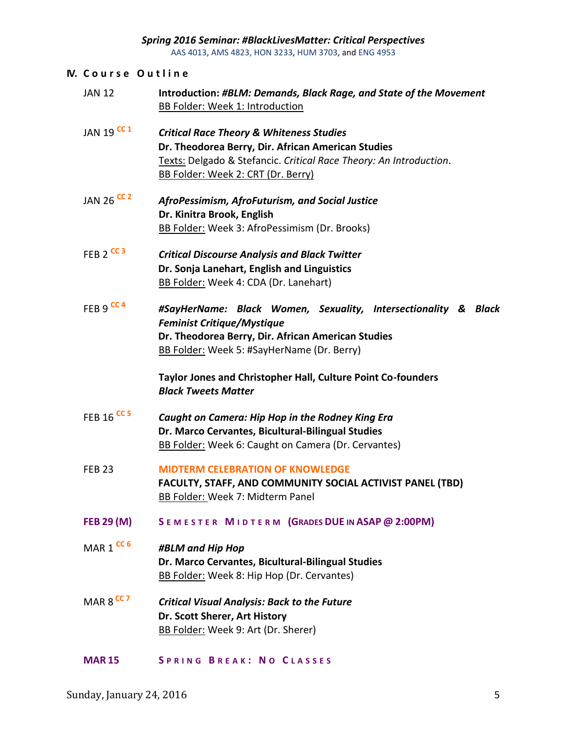## IV. Course Outline

JAN 12 — **Introduction: *#BLM: Demands, Black Rage, and State of the Movement***
BB Folder: Week 1: Introduction

JAN 19 [CC 1] — ***Critical Race Theory & Whiteness Studies***
**Dr. Theodorea Berry, Dir. African American Studies**
Texts: Delgado & Stefancic. *Critical Race Theory: An Introduction*.
BB Folder: Week 2: CRT (Dr. Berry)

JAN 26 [CC 2] — ***AfroPessimism, AfroFuturism, and Social Justice***
**Dr. Kinitra Brook, English**
BB Folder: Week 3: AfroPessimism (Dr. Brooks)

FEB 2 [CC 3] — ***Critical Discourse Analysis and Black Twitter***
**Dr. Sonja Lanehart, English and Linguistics**
BB Folder: Week 4: CDA (Dr. Lanehart)

FEB 9 [CC 4] — ***#SayHerName: Black Women, Sexuality, Intersectionality & Black Feminist Critique/Mystique***
**Dr. Theodorea Berry, Dir. African American Studies**
BB Folder: Week 5: #SayHerName (Dr. Berry)

**Taylor Jones and Christopher Hall, Culture Point Co-founders**
***Black Tweets Matter***

FEB 16 [CC 5] — ***Caught on Camera: Hip Hop in the Rodney King Era***
**Dr. Marco Cervantes, Bicultural-Bilingual Studies**
BB Folder: Week 6: Caught on Camera (Dr. Cervantes)

FEB 23 — **MIDTERM CELEBRATION OF KNOWLEDGE**
**FACULTY, STAFF, AND COMMUNITY SOCIAL ACTIVIST PANEL (TBD)**
BB Folder: Week 7: Midterm Panel

**FEB 29 (M)** — **SEMESTER MIDTERM (GRADES DUE IN ASAP @ 2:00PM)**

MAR 1 [CC 6] — ***#BLM and Hip Hop***
**Dr. Marco Cervantes, Bicultural-Bilingual Studies**
BB Folder: Week 8: Hip Hop (Dr. Cervantes)

MAR 8 [CC 7] — ***Critical Visual Analysis: Back to the Future***
**Dr. Scott Sherer, Art History**
BB Folder: Week 9: Art (Dr. Sherer)

**MAR 15** — **SPRING BREAK: NO CLASSES**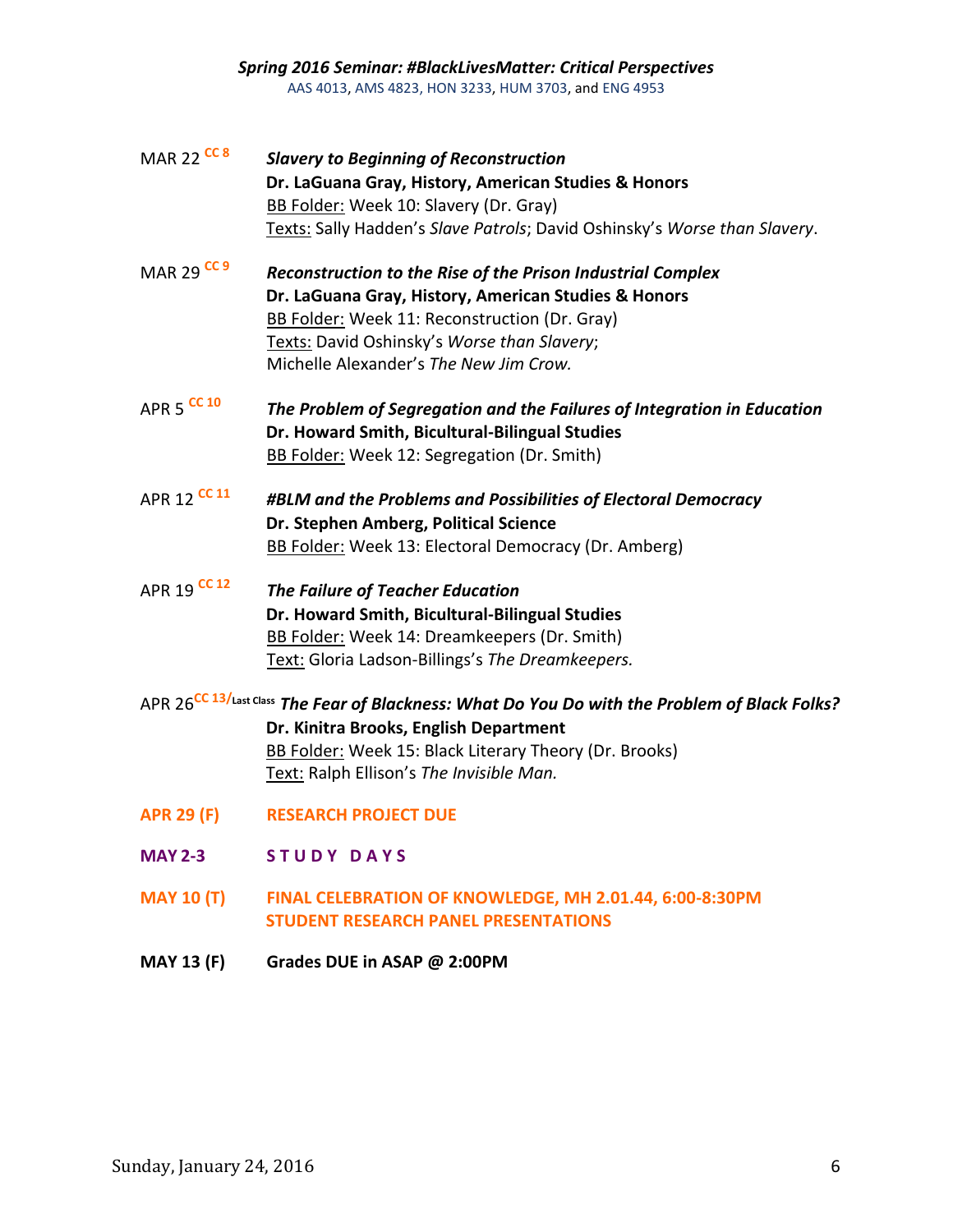*Spring 2016 Seminar: #BlackLivesMatter: Critical Perspectives*
AAS 4013, AMS 4823, HON 3233, HUM 3703, and ENG 4953

MAR 22 CC 8 — ***Slavery to Beginning of Reconstruction***
**Dr. LaGuana Gray, History, American Studies & Honors**
BB Folder: Week 10: Slavery (Dr. Gray)
Texts: Sally Hadden's *Slave Patrols*; David Oshinsky's *Worse than Slavery*.

MAR 29 CC 9 — ***Reconstruction to the Rise of the Prison Industrial Complex***
**Dr. LaGuana Gray, History, American Studies & Honors**
BB Folder: Week 11: Reconstruction (Dr. Gray)
Texts: David Oshinsky's *Worse than Slavery*;
Michelle Alexander's *The New Jim Crow.*

APR 5 CC 10 — ***The Problem of Segregation and the Failures of Integration in Education***
**Dr. Howard Smith, Bicultural-Bilingual Studies**
BB Folder: Week 12: Segregation (Dr. Smith)

APR 12 CC 11 — ***#BLM and the Problems and Possibilities of Electoral Democracy***
**Dr. Stephen Amberg, Political Science**
BB Folder: Week 13: Electoral Democracy (Dr. Amberg)

APR 19 CC 12 — ***The Failure of Teacher Education***
**Dr. Howard Smith, Bicultural-Bilingual Studies**
BB Folder: Week 14: Dreamkeepers (Dr. Smith)
Text: Gloria Ladson-Billings's *The Dreamkeepers.*

APR 26 CC 13/Last Class — ***The Fear of Blackness: What Do You Do with the Problem of Black Folks?***
**Dr. Kinitra Brooks, English Department**
BB Folder: Week 15: Black Literary Theory (Dr. Brooks)
Text: Ralph Ellison's *The Invisible Man.*

**APR 29 (F) — RESEARCH PROJECT DUE**

**MAY 2-3 — STUDY DAYS**

**MAY 10 (T) — FINAL CELEBRATION OF KNOWLEDGE, MH 2.01.44, 6:00-8:30PM**
**STUDENT RESEARCH PANEL PRESENTATIONS**

**MAY 13 (F) — Grades DUE in ASAP @ 2:00PM**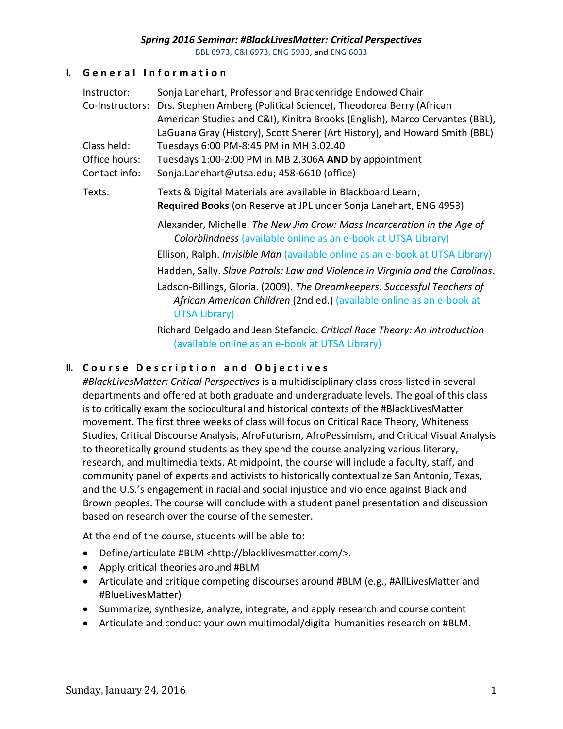***Spring 2016 Seminar: #BlackLivesMatter: Critical Perspectives***

BBL 6973, C&I 6973, ENG 5933, and ENG 6033

## I. General Information

Instructor: Sonja Lanehart, Professor and Brackenridge Endowed Chair

Co-Instructors: Drs. Stephen Amberg (Political Science), Theodorea Berry (African American Studies and C&I), Kinitra Brooks (English), Marco Cervantes (BBL), LaGuana Gray (History), Scott Sherer (Art History), and Howard Smith (BBL)

Class held: Tuesdays 6:00 PM-8:45 PM in MH 3.02.40

Office hours: Tuesdays 1:00-2:00 PM in MB 2.306A **AND** by appointment

Contact info: Sonja.Lanehart@utsa.edu; 458-6610 (office)

Texts: Texts & Digital Materials are available in Blackboard Learn; **Required Books** (on Reserve at JPL under Sonja Lanehart, ENG 4953)

Alexander, Michelle. *The New Jim Crow: Mass Incarceration in the Age of Colorblindness* (available online as an e-book at UTSA Library)

Ellison, Ralph. *Invisible Man* (available online as an e-book at UTSA Library)

Hadden, Sally. *Slave Patrols: Law and Violence in Virginia and the Carolinas*.

Ladson-Billings, Gloria. (2009). *The Dreamkeepers: Successful Teachers of African American Children* (2nd ed.) (available online as an e-book at UTSA Library)

Richard Delgado and Jean Stefancic. *Critical Race Theory: An Introduction* (available online as an e-book at UTSA Library)

## II. Course Description and Objectives

*#BlackLivesMatter: Critical Perspectives* is a multidisciplinary class cross-listed in several departments and offered at both graduate and undergraduate levels. The goal of this class is to critically exam the sociocultural and historical contexts of the #BlackLivesMatter movement. The first three weeks of class will focus on Critical Race Theory, Whiteness Studies, Critical Discourse Analysis, AfroFuturism, AfroPessimism, and Critical Visual Analysis to theoretically ground students as they spend the course analyzing various literary, research, and multimedia texts. At midpoint, the course will include a faculty, staff, and community panel of experts and activists to historically contextualize San Antonio, Texas, and the U.S.'s engagement in racial and social injustice and violence against Black and Brown peoples. The course will conclude with a student panel presentation and discussion based on research over the course of the semester.

At the end of the course, students will be able to:

- Define/articulate #BLM <http://blacklivesmatter.com/>.
- Apply critical theories around #BLM
- Articulate and critique competing discourses around #BLM (e.g., #AllLivesMatter and #BlueLivesMatter)
- Summarize, synthesize, analyze, integrate, and apply research and course content
- Articulate and conduct your own multimodal/digital humanities research on #BLM.

Sunday, January 24, 2016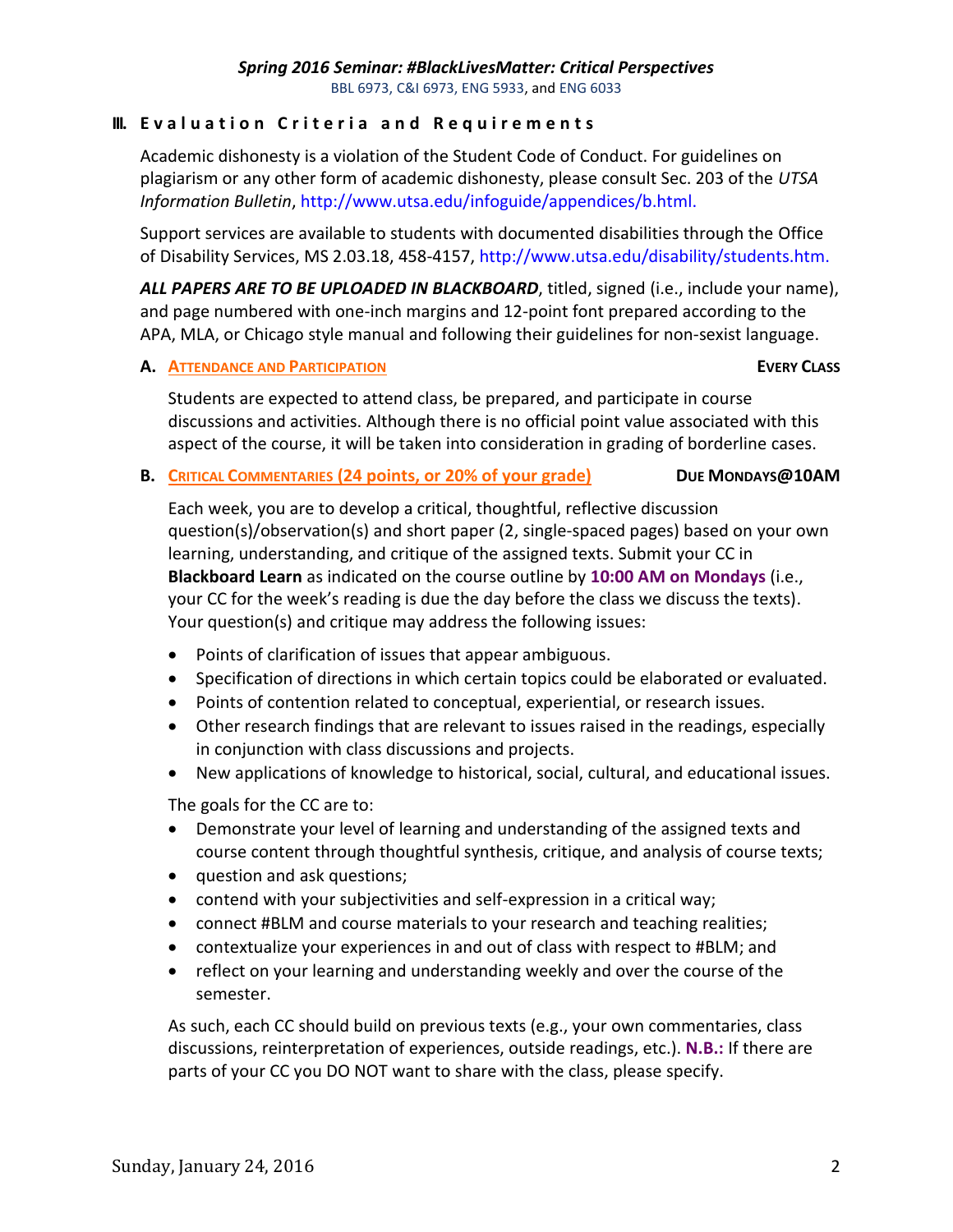## III. Evaluation Criteria and Requirements

Academic dishonesty is a violation of the Student Code of Conduct. For guidelines on plagiarism or any other form of academic dishonesty, please consult Sec. 203 of the *UTSA Information Bulletin*, http://www.utsa.edu/infoguide/appendices/b.html.

Support services are available to students with documented disabilities through the Office of Disability Services, MS 2.03.18, 458-4157, http://www.utsa.edu/disability/students.htm.

***ALL PAPERS ARE TO BE UPLOADED IN BLACKBOARD***, titled, signed (i.e., include your name), and page numbered with one-inch margins and 12-point font prepared according to the APA, MLA, or Chicago style manual and following their guidelines for non-sexist language.

### A. Attendance and Participation — **Every Class**

Students are expected to attend class, be prepared, and participate in course discussions and activities. Although there is no official point value associated with this aspect of the course, it will be taken into consideration in grading of borderline cases.

### B. Critical Commentaries (24 points, or 20% of your grade) — **Due Mondays@10AM**

Each week, you are to develop a critical, thoughtful, reflective discussion question(s)/observation(s) and short paper (2, single-spaced pages) based on your own learning, understanding, and critique of the assigned texts. Submit your CC in **Blackboard Learn** as indicated on the course outline by **10:00 AM on Mondays** (i.e., your CC for the week's reading is due the day before the class we discuss the texts). Your question(s) and critique may address the following issues:

- Points of clarification of issues that appear ambiguous.
- Specification of directions in which certain topics could be elaborated or evaluated.
- Points of contention related to conceptual, experiential, or research issues.
- Other research findings that are relevant to issues raised in the readings, especially in conjunction with class discussions and projects.
- New applications of knowledge to historical, social, cultural, and educational issues.

The goals for the CC are to:

- Demonstrate your level of learning and understanding of the assigned texts and course content through thoughtful synthesis, critique, and analysis of course texts;
- question and ask questions;
- contend with your subjectivities and self-expression in a critical way;
- connect #BLM and course materials to your research and teaching realities;
- contextualize your experiences in and out of class with respect to #BLM; and
- reflect on your learning and understanding weekly and over the course of the semester.

As such, each CC should build on previous texts (e.g., your own commentaries, class discussions, reinterpretation of experiences, outside readings, etc.). **N.B.:** If there are parts of your CC you DO NOT want to share with the class, please specify.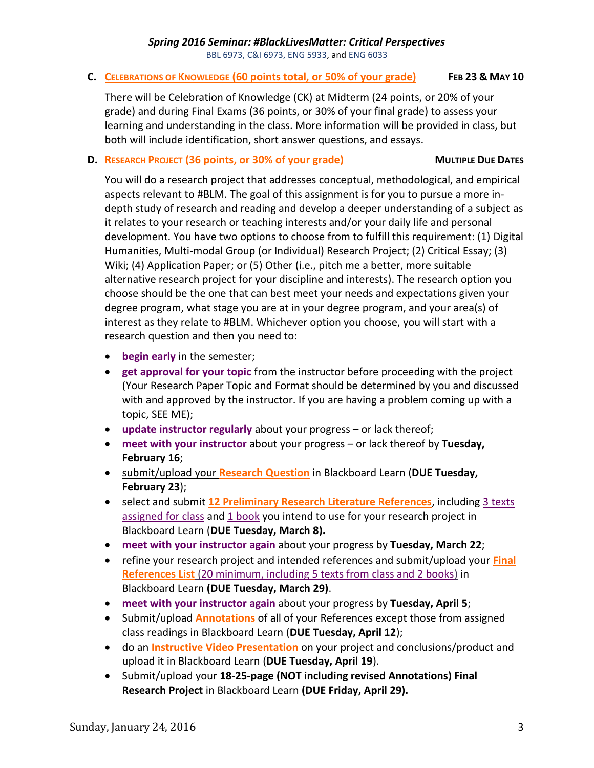## C. CELEBRATIONS OF KNOWLEDGE (60 points total, or 50% of your grade) — FEB 23 & MAY 10

There will be Celebration of Knowledge (CK) at Midterm (24 points, or 20% of your grade) and during Final Exams (36 points, or 30% of your final grade) to assess your learning and understanding in the class. More information will be provided in class, but both will include identification, short answer questions, and essays.

## D. RESEARCH PROJECT (36 points, or 30% of your grade) — MULTIPLE DUE DATES

You will do a research project that addresses conceptual, methodological, and empirical aspects relevant to #BLM. The goal of this assignment is for you to pursue a more in-depth study of research and reading and develop a deeper understanding of a subject as it relates to your research or teaching interests and/or your daily life and personal development. You have two options to choose from to fulfill this requirement: (1) Digital Humanities, Multi-modal Group (or Individual) Research Project; (2) Critical Essay; (3) Wiki; (4) Application Paper; or (5) Other (i.e., pitch me a better, more suitable alternative research project for your discipline and interests). The research option you choose should be the one that can best meet your needs and expectations given your degree program, what stage you are at in your degree program, and your area(s) of interest as they relate to #BLM. Whichever option you choose, you will start with a research question and then you need to:

- **begin early** in the semester;
- **get approval for your topic** from the instructor before proceeding with the project (Your Research Paper Topic and Format should be determined by you and discussed with and approved by the instructor. If you are having a problem coming up with a topic, SEE ME);
- **update instructor regularly** about your progress – or lack thereof;
- **meet with your instructor** about your progress – or lack thereof by **Tuesday, February 16**;
- submit/upload your **Research Question** in Blackboard Learn (**DUE Tuesday, February 23**);
- select and submit **12 Preliminary Research Literature References**, including 3 texts assigned for class and 1 book you intend to use for your research project in Blackboard Learn (**DUE Tuesday, March 8).**
- **meet with your instructor again** about your progress by **Tuesday, March 22**;
- refine your research project and intended references and submit/upload your **Final References List** (20 minimum, including 5 texts from class and 2 books) in Blackboard Learn **(DUE Tuesday, March 29)**.
- **meet with your instructor again** about your progress by **Tuesday, April 5**;
- Submit/upload **Annotations** of all of your References except those from assigned class readings in Blackboard Learn (**DUE Tuesday, April 12**);
- do an **Instructive Video Presentation** on your project and conclusions/product and upload it in Blackboard Learn (**DUE Tuesday, April 19**).
- Submit/upload your **18-25-page (NOT including revised Annotations) Final Research Project** in Blackboard Learn **(DUE Friday, April 29).**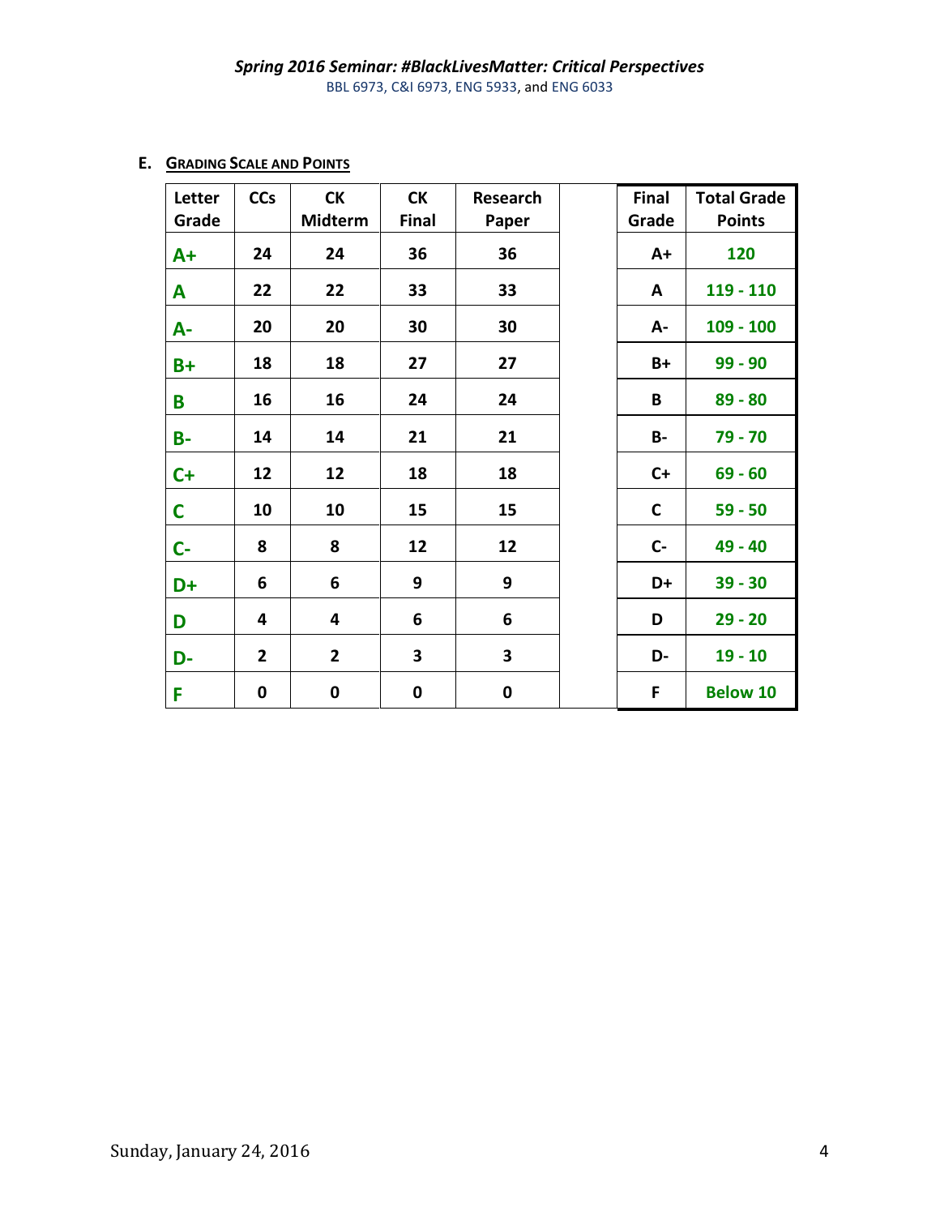## E. GRADING SCALE AND POINTS

| Letter Grade | CCs | CK Midterm | CK Final | Research Paper | | Final Grade | Total Grade Points |
|---|---|---|---|---|---|---|---|
| A+ | 24 | 24 | 36 | 36 | | A+ | 120 |
| A | 22 | 22 | 33 | 33 | | A | 119 - 110 |
| A- | 20 | 20 | 30 | 30 | | A- | 109 - 100 |
| B+ | 18 | 18 | 27 | 27 | | B+ | 99 - 90 |
| B | 16 | 16 | 24 | 24 | | B | 89 - 80 |
| B- | 14 | 14 | 21 | 21 | | B- | 79 - 70 |
| C+ | 12 | 12 | 18 | 18 | | C+ | 69 - 60 |
| C | 10 | 10 | 15 | 15 | | C | 59 - 50 |
| C- | 8 | 8 | 12 | 12 | | C- | 49 - 40 |
| D+ | 6 | 6 | 9 | 9 | | D+ | 39 - 30 |
| D | 4 | 4 | 6 | 6 | | D | 29 - 20 |
| D- | 2 | 2 | 3 | 3 | | D- | 19 - 10 |
| F | 0 | 0 | 0 | 0 | | F | Below 10 |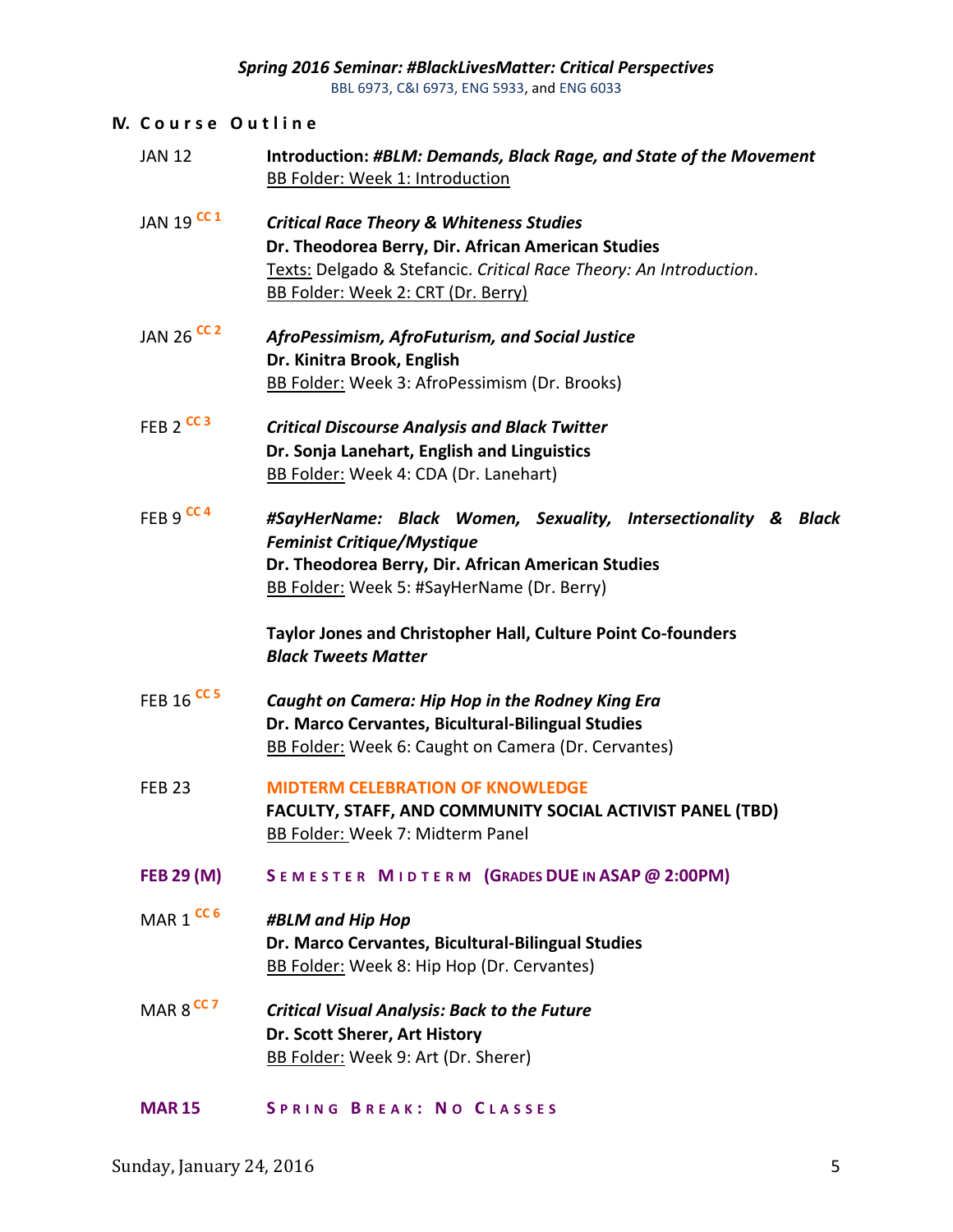## IV. Course Outline

| | |
|---|---|
| JAN 12 | **Introduction: *#BLM: Demands, Black Rage, and State of the Movement***<br>BB Folder: Week 1: Introduction |
| JAN 19 CC 1 | ***Critical Race Theory & Whiteness Studies***<br>**Dr. Theodorea Berry, Dir. African American Studies**<br>Texts: Delgado & Stefancic. *Critical Race Theory: An Introduction*.<br>BB Folder: Week 2: CRT (Dr. Berry) |
| JAN 26 CC 2 | ***AfroPessimism, AfroFuturism, and Social Justice***<br>**Dr. Kinitra Brook, English**<br>BB Folder: Week 3: AfroPessimism (Dr. Brooks) |
| FEB 2 CC 3 | ***Critical Discourse Analysis and Black Twitter***<br>**Dr. Sonja Lanehart, English and Linguistics**<br>BB Folder: Week 4: CDA (Dr. Lanehart) |
| FEB 9 CC 4 | ***#SayHerName: Black Women, Sexuality, Intersectionality & Black Feminist Critique/Mystique***<br>**Dr. Theodorea Berry, Dir. African American Studies**<br>BB Folder: Week 5: #SayHerName (Dr. Berry)<br><br>**Taylor Jones and Christopher Hall, Culture Point Co-founders**<br>***Black Tweets Matter*** |
| FEB 16 CC 5 | ***Caught on Camera: Hip Hop in the Rodney King Era***<br>**Dr. Marco Cervantes, Bicultural-Bilingual Studies**<br>BB Folder: Week 6: Caught on Camera (Dr. Cervantes) |
| FEB 23 | **MIDTERM CELEBRATION OF KNOWLEDGE**<br>**FACULTY, STAFF, AND COMMUNITY SOCIAL ACTIVIST PANEL (TBD)**<br>BB Folder: Week 7: Midterm Panel |
| **FEB 29 (M)** | **SEMESTER MIDTERM (GRADES DUE IN ASAP @ 2:00PM)** |
| MAR 1 CC 6 | ***#BLM and Hip Hop***<br>**Dr. Marco Cervantes, Bicultural-Bilingual Studies**<br>BB Folder: Week 8: Hip Hop (Dr. Cervantes) |
| MAR 8 CC 7 | ***Critical Visual Analysis: Back to the Future***<br>**Dr. Scott Sherer, Art History**<br>BB Folder: Week 9: Art (Dr. Sherer) |
| **MAR 15** | **SPRING BREAK: NO CLASSES** |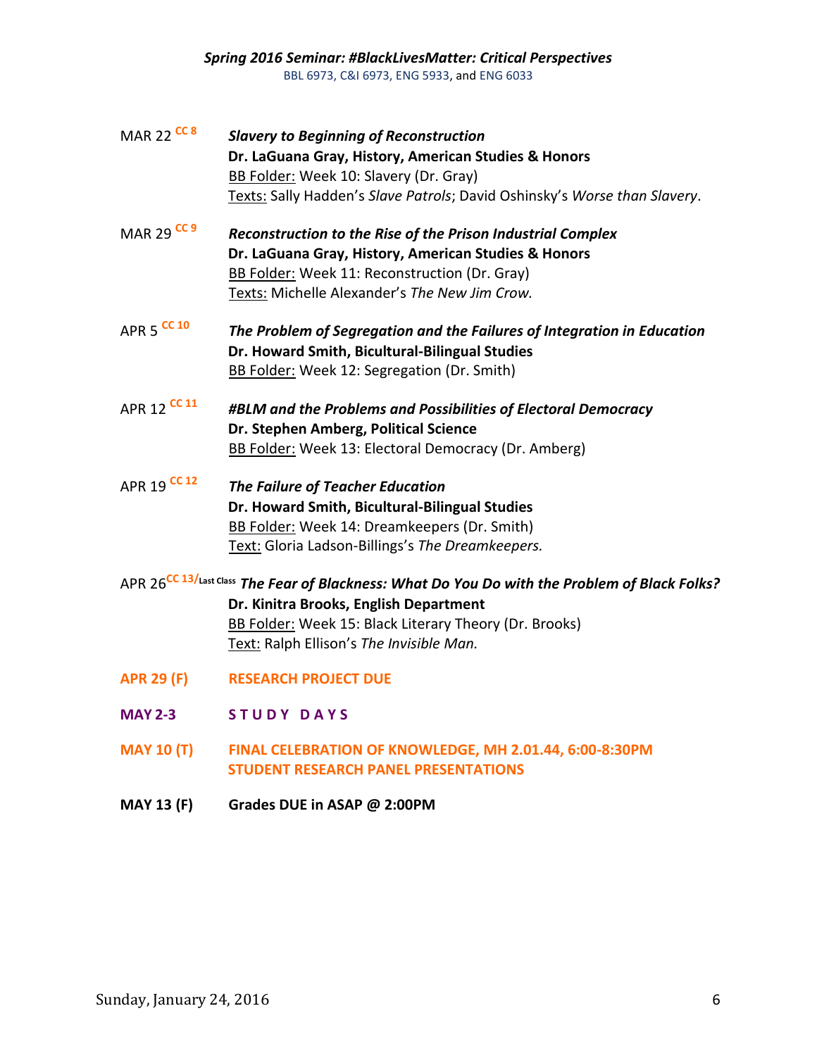MAR 22 [CC 8] ***Slavery to Beginning of Reconstruction***
**Dr. LaGuana Gray, History, American Studies & Honors**
BB Folder: Week 10: Slavery (Dr. Gray)
Texts: Sally Hadden's *Slave Patrols*; David Oshinsky's *Worse than Slavery*.

MAR 29 [CC 9] ***Reconstruction to the Rise of the Prison Industrial Complex***
**Dr. LaGuana Gray, History, American Studies & Honors**
BB Folder: Week 11: Reconstruction (Dr. Gray)
Texts: Michelle Alexander's *The New Jim Crow.*

APR 5 [CC 10] ***The Problem of Segregation and the Failures of Integration in Education***
**Dr. Howard Smith, Bicultural-Bilingual Studies**
BB Folder: Week 12: Segregation (Dr. Smith)

APR 12 [CC 11] ***#BLM and the Problems and Possibilities of Electoral Democracy***
**Dr. Stephen Amberg, Political Science**
BB Folder: Week 13: Electoral Democracy (Dr. Amberg)

APR 19 [CC 12] ***The Failure of Teacher Education***
**Dr. Howard Smith, Bicultural-Bilingual Studies**
BB Folder: Week 14: Dreamkeepers (Dr. Smith)
Text: Gloria Ladson-Billings's *The Dreamkeepers.*

APR 26 [CC 13/Last Class] ***The Fear of Blackness: What Do You Do with the Problem of Black Folks?***
**Dr. Kinitra Brooks, English Department**
BB Folder: Week 15: Black Literary Theory (Dr. Brooks)
Text: Ralph Ellison's *The Invisible Man.*

**APR 29 (F) RESEARCH PROJECT DUE**

**MAY 2-3 S T U D Y D A Y S**

**MAY 10 (T) FINAL CELEBRATION OF KNOWLEDGE, MH 2.01.44, 6:00-8:30PM**
**STUDENT RESEARCH PANEL PRESENTATIONS**

**MAY 13 (F) Grades DUE in ASAP @ 2:00PM**